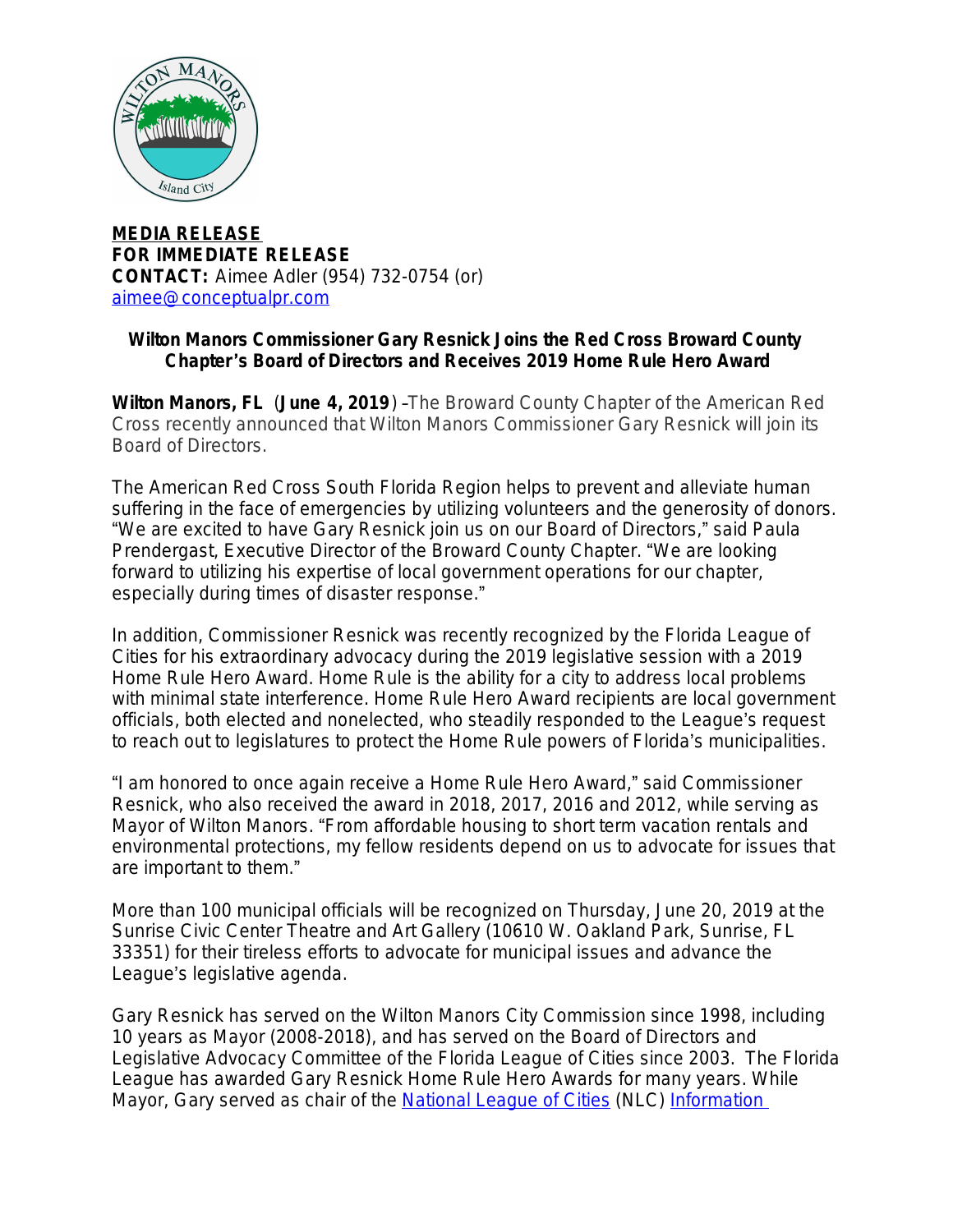**MEDIA RELEASE**
**FOR IMMEDIATE RELEASE**
**CONTACT:** Aimee Adler (954) 732-0754 (or)
aimee@conceptualpr.com

**Wilton Manors Commissioner Gary Resnick Joins the Red Cross Broward County Chapter's Board of Directors and Receives 2019 Home Rule Hero Award**

**Wilton Manors, FL** (**June 4, 2019**) –The Broward County Chapter of the American Red Cross recently announced that Wilton Manors Commissioner Gary Resnick will join its Board of Directors.

The American Red Cross South Florida Region helps to prevent and alleviate human suffering in the face of emergencies by utilizing volunteers and the generosity of donors. "We are excited to have Gary Resnick join us on our Board of Directors," said Paula Prendergast, Executive Director of the Broward County Chapter. "We are looking forward to utilizing his expertise of local government operations for our chapter, especially during times of disaster response."

In addition, Commissioner Resnick was recently recognized by the Florida League of Cities for his extraordinary advocacy during the 2019 legislative session with a 2019 Home Rule Hero Award. Home Rule is the ability for a city to address local problems with minimal state interference. Home Rule Hero Award recipients are local government officials, both elected and nonelected, who steadily responded to the League's request to reach out to legislatures to protect the Home Rule powers of Florida's municipalities.

"I am honored to once again receive a Home Rule Hero Award," said Commissioner Resnick, who also received the award in 2018, 2017, 2016 and 2012, while serving as Mayor of Wilton Manors. "From affordable housing to short term vacation rentals and environmental protections, my fellow residents depend on us to advocate for issues that are important to them."

More than 100 municipal officials will be recognized on Thursday, June 20, 2019 at the Sunrise Civic Center Theatre and Art Gallery (10610 W. Oakland Park, Sunrise, FL 33351) for their tireless efforts to advocate for municipal issues and advance the League's legislative agenda.

Gary Resnick has served on the Wilton Manors City Commission since 1998, including 10 years as Mayor (2008-2018), and has served on the Board of Directors and Legislative Advocacy Committee of the Florida League of Cities since 2003. The Florida League has awarded Gary Resnick Home Rule Hero Awards for many years. While Mayor, Gary served as chair of the National League of Cities (NLC) Information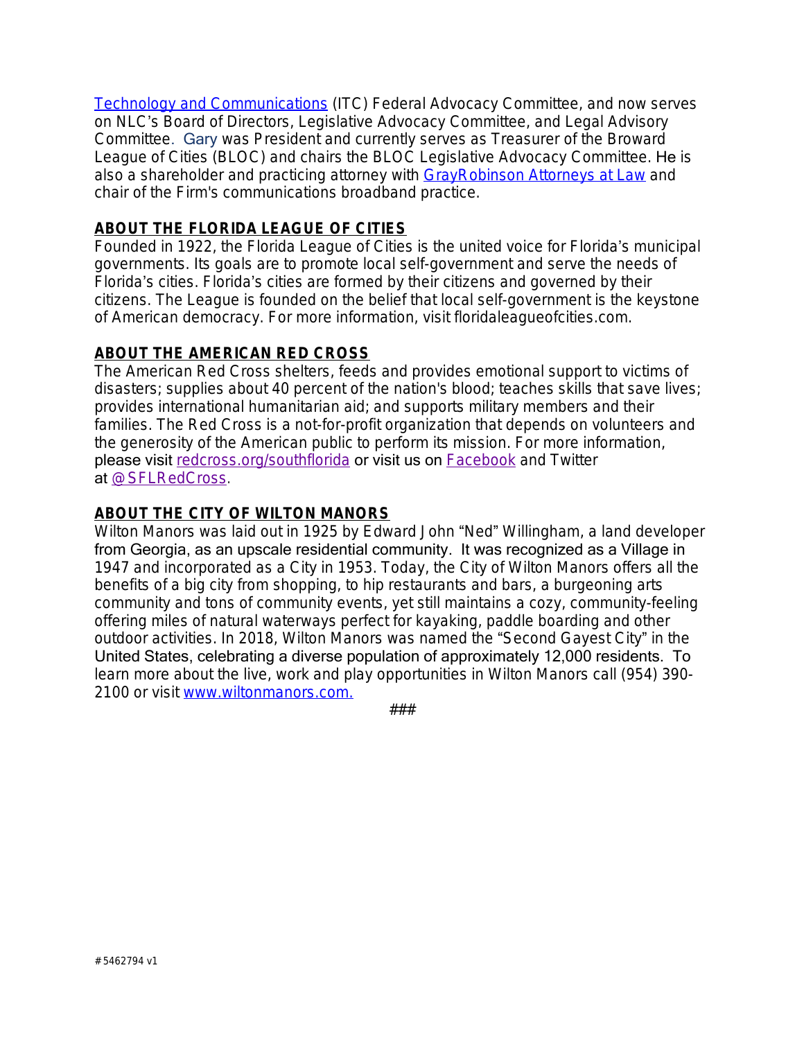[Technology and Communications](#) (ITC) Federal Advocacy Committee, and now serves on NLC's Board of Directors, Legislative Advocacy Committee, and Legal Advisory Committee. Gary was President and currently serves as Treasurer of the Broward League of Cities (BLOC) and chairs the BLOC Legislative Advocacy Committee. He is also a shareholder and practicing attorney with [GrayRobinson Attorneys at Law](#) and chair of the Firm's communications broadband practice.

**ABOUT THE FLORIDA LEAGUE OF CITIES**

Founded in 1922, the Florida League of Cities is the united voice for Florida's municipal governments. Its goals are to promote local self-government and serve the needs of Florida's cities. Florida's cities are formed by their citizens and governed by their citizens. The League is founded on the belief that local self-government is the keystone of American democracy. For more information, visit floridaleagueofcities.com.

**ABOUT THE AMERICAN RED CROSS**

The American Red Cross shelters, feeds and provides emotional support to victims of disasters; supplies about 40 percent of the nation's blood; teaches skills that save lives; provides international humanitarian aid; and supports military members and their families. The Red Cross is a not-for-profit organization that depends on volunteers and the generosity of the American public to perform its mission. For more information, please visit [redcross.org/southflorida](#) or visit us on [Facebook](#) and Twitter at [@SFLRedCross](#).

**ABOUT THE CITY OF WILTON MANORS**

Wilton Manors was laid out in 1925 by Edward John "Ned" Willingham, a land developer from Georgia, as an upscale residential community. It was recognized as a Village in 1947 and incorporated as a City in 1953. Today, the City of Wilton Manors offers all the benefits of a big city from shopping, to hip restaurants and bars, a burgeoning arts community and tons of community events, yet still maintains a cozy, community-feeling offering miles of natural waterways perfect for kayaking, paddle boarding and other outdoor activities. In 2018, Wilton Manors was named the "Second Gayest City" in the United States, celebrating a diverse population of approximately 12,000 residents. To learn more about the live, work and play opportunities in Wilton Manors call (954) 390-2100 or visit [www.wiltonmanors.com.](#)

###

#5462794 v1